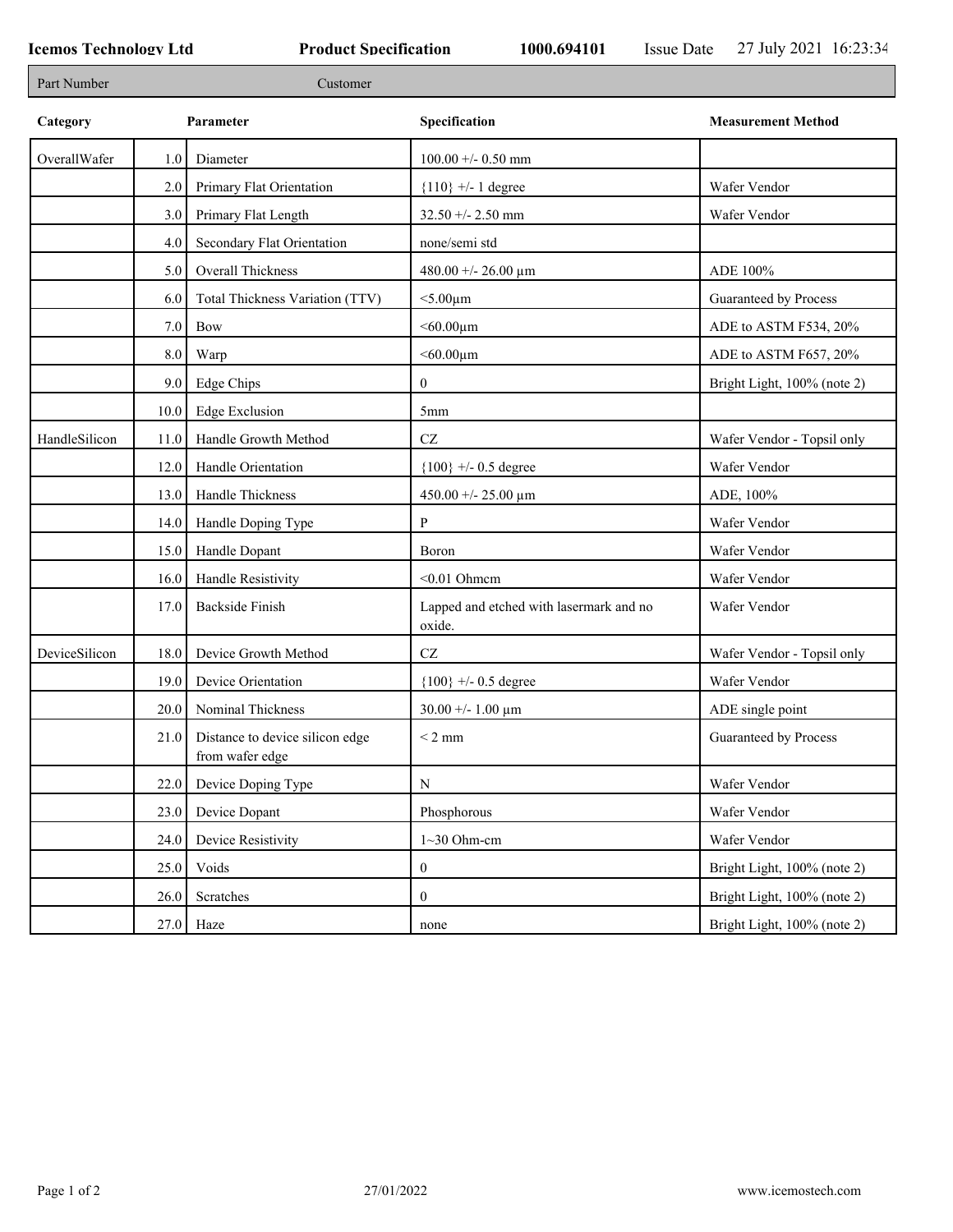**Icemos Technology Ltd** **Product Specification** **1000.694101** Issue Date 27 July 2021 16:23:34

| Part Number | Customer |
|---|---|

| Category | | Parameter | Specification | Measurement Method |
|---|---|---|---|---|
| OverallWafer | 1.0 | Diameter | 100.00 +/- 0.50 mm | |
| | 2.0 | Primary Flat Orientation | {110} +/- 1 degree | Wafer Vendor |
| | 3.0 | Primary Flat Length | 32.50 +/- 2.50 mm | Wafer Vendor |
| | 4.0 | Secondary Flat Orientation | none/semi std | |
| | 5.0 | Overall Thickness | 480.00 +/- 26.00 µm | ADE 100% |
| | 6.0 | Total Thickness Variation (TTV) | <5.00µm | Guaranteed by Process |
| | 7.0 | Bow | <60.00µm | ADE to ASTM F534, 20% |
| | 8.0 | Warp | <60.00µm | ADE to ASTM F657, 20% |
| | 9.0 | Edge Chips | 0 | Bright Light, 100% (note 2) |
| | 10.0 | Edge Exclusion | 5mm | |
| HandleSilicon | 11.0 | Handle Growth Method | CZ | Wafer Vendor - Topsil only |
| | 12.0 | Handle Orientation | {100} +/- 0.5 degree | Wafer Vendor |
| | 13.0 | Handle Thickness | 450.00 +/- 25.00 µm | ADE, 100% |
| | 14.0 | Handle Doping Type | P | Wafer Vendor |
| | 15.0 | Handle Dopant | Boron | Wafer Vendor |
| | 16.0 | Handle Resistivity | <0.01 Ohmcm | Wafer Vendor |
| | 17.0 | Backside Finish | Lapped and etched with lasermark and no oxide. | Wafer Vendor |
| DeviceSilicon | 18.0 | Device Growth Method | CZ | Wafer Vendor - Topsil only |
| | 19.0 | Device Orientation | {100} +/- 0.5 degree | Wafer Vendor |
| | 20.0 | Nominal Thickness | 30.00 +/- 1.00 µm | ADE single point |
| | 21.0 | Distance to device silicon edge from wafer edge | < 2 mm | Guaranteed by Process |
| | 22.0 | Device Doping Type | N | Wafer Vendor |
| | 23.0 | Device Dopant | Phosphorous | Wafer Vendor |
| | 24.0 | Device Resistivity | 1~30 Ohm-cm | Wafer Vendor |
| | 25.0 | Voids | 0 | Bright Light, 100% (note 2) |
| | 26.0 | Scratches | 0 | Bright Light, 100% (note 2) |
| | 27.0 | Haze | none | Bright Light, 100% (note 2) |

27/01/2022 www.icemostech.com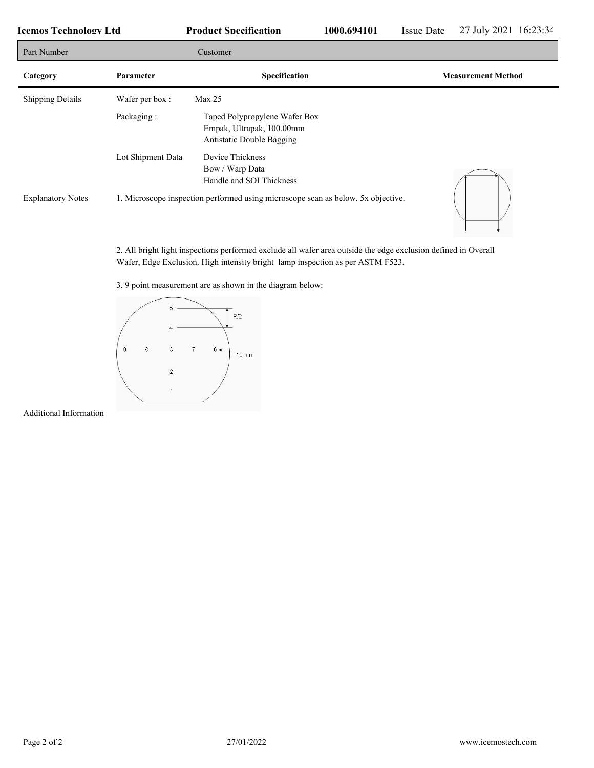| Part Number | | Customer | |
|---|---|---|---|
| **Category** | **Parameter** | **Specification** | **Measurement Method** |
| Shipping Details | Wafer per box : | Max 25 | |
| | Packaging : | Taped Polypropylene Wafer Box<br>Empak, Ultrapak, 100.00mm<br>Antistatic Double Bagging | |
| | Lot Shipment Data | Device Thickness<br>Bow / Warp Data<br>Handle and SOI Thickness | |
| Explanatory Notes | 1. Microscope inspection performed using microscope scan as below. 5x objective. | | |

2. All bright light inspections performed exclude all wafer area outside the edge exclusion defined in Overall Wafer, Edge Exclusion. High intensity bright lamp inspection as per ASTM F523.

3. 9 point measurement are as shown in the diagram below:

5
4
9 8 3 7 6
2
1
R/2
10mm

Additional Information